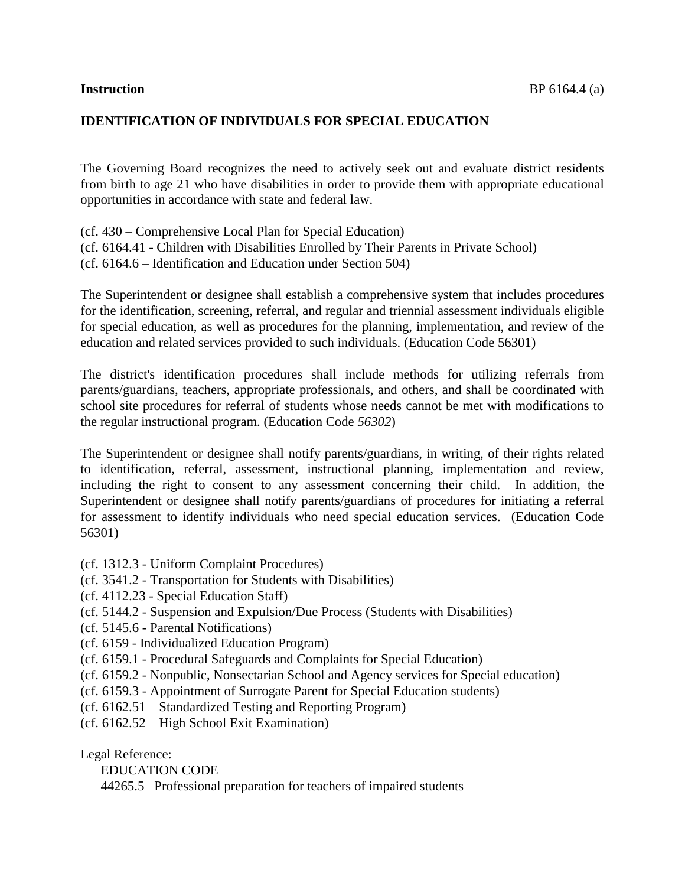**Instruction** BP 6164.4 (a)

**IDENTIFICATION OF INDIVIDUALS FOR SPECIAL EDUCATION**

The Governing Board recognizes the need to actively seek out and evaluate district residents from birth to age 21 who have disabilities in order to provide them with appropriate educational opportunities in accordance with state and federal law.

(cf. 430 – Comprehensive Local Plan for Special Education)
(cf. 6164.41 - Children with Disabilities Enrolled by Their Parents in Private School)
(cf. 6164.6 – Identification and Education under Section 504)

The Superintendent or designee shall establish a comprehensive system that includes procedures for the identification, screening, referral, and regular and triennial assessment individuals eligible for special education, as well as procedures for the planning, implementation, and review of the education and related services provided to such individuals. (Education Code 56301)

The district's identification procedures shall include methods for utilizing referrals from parents/guardians, teachers, appropriate professionals, and others, and shall be coordinated with school site procedures for referral of students whose needs cannot be met with modifications to the regular instructional program. (Education Code *56302*)

The Superintendent or designee shall notify parents/guardians, in writing, of their rights related to identification, referral, assessment, instructional planning, implementation and review, including the right to consent to any assessment concerning their child. In addition, the Superintendent or designee shall notify parents/guardians of procedures for initiating a referral for assessment to identify individuals who need special education services. (Education Code 56301)

(cf. 1312.3 - Uniform Complaint Procedures)
(cf. 3541.2 - Transportation for Students with Disabilities)
(cf. 4112.23 - Special Education Staff)
(cf. 5144.2 - Suspension and Expulsion/Due Process (Students with Disabilities)
(cf. 5145.6 - Parental Notifications)
(cf. 6159 - Individualized Education Program)
(cf. 6159.1 - Procedural Safeguards and Complaints for Special Education)
(cf. 6159.2 - Nonpublic, Nonsectarian School and Agency services for Special education)
(cf. 6159.3 - Appointment of Surrogate Parent for Special Education students)
(cf. 6162.51 – Standardized Testing and Reporting Program)
(cf. 6162.52 – High School Exit Examination)

Legal Reference:

EDUCATION CODE

44265.5 Professional preparation for teachers of impaired students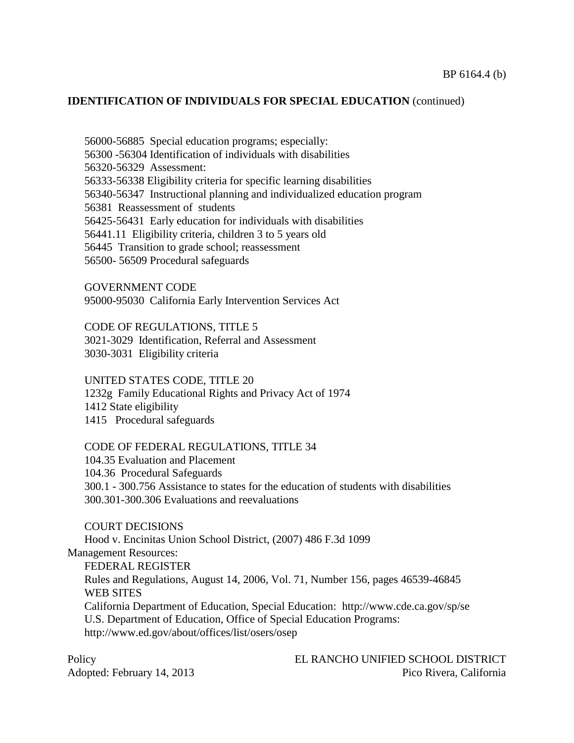**IDENTIFICATION OF INDIVIDUALS FOR SPECIAL EDUCATION** (continued)

56000-56885 Special education programs; especially:
56300 -56304 Identification of individuals with disabilities
56320-56329 Assessment:
56333-56338 Eligibility criteria for specific learning disabilities
56340-56347 Instructional planning and individualized education program
56381 Reassessment of students
56425-56431 Early education for individuals with disabilities
56441.11 Eligibility criteria, children 3 to 5 years old
56445 Transition to grade school; reassessment
56500- 56509 Procedural safeguards

GOVERNMENT CODE
95000-95030 California Early Intervention Services Act

CODE OF REGULATIONS, TITLE 5
3021-3029 Identification, Referral and Assessment
3030-3031 Eligibility criteria

UNITED STATES CODE, TITLE 20
1232g Family Educational Rights and Privacy Act of 1974
1412 State eligibility
1415 Procedural safeguards

CODE OF FEDERAL REGULATIONS, TITLE 34
104.35 Evaluation and Placement
104.36 Procedural Safeguards
300.1 - 300.756 Assistance to states for the education of students with disabilities
300.301-300.306 Evaluations and reevaluations

COURT DECISIONS
Hood v. Encinitas Union School District, (2007) 486 F.3d 1099

Management Resources:

FEDERAL REGISTER
Rules and Regulations, August 14, 2006, Vol. 71, Number 156, pages 46539-46845

WEB SITES
California Department of Education, Special Education: http://www.cde.ca.gov/sp/se
U.S. Department of Education, Office of Special Education Programs: http://www.ed.gov/about/offices/list/osers/osep

Policy
Adopted: February 14, 2013

EL RANCHO UNIFIED SCHOOL DISTRICT
Pico Rivera, California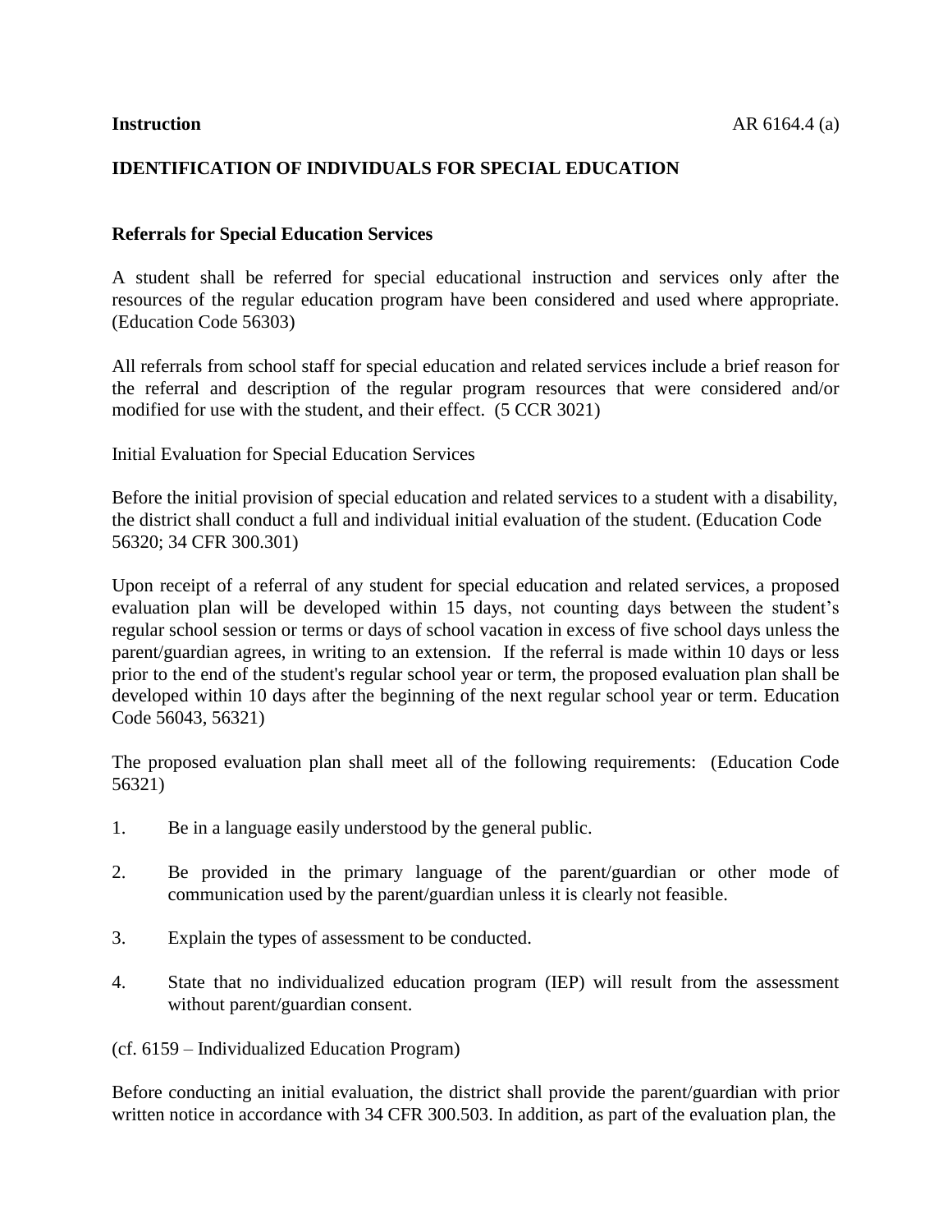**Instruction**

## IDENTIFICATION OF INDIVIDUALS FOR SPECIAL EDUCATION

### Referrals for Special Education Services

A student shall be referred for special educational instruction and services only after the resources of the regular education program have been considered and used where appropriate. (Education Code 56303)

All referrals from school staff for special education and related services include a brief reason for the referral and description of the regular program resources that were considered and/or modified for use with the student, and their effect. (5 CCR 3021)

Initial Evaluation for Special Education Services

Before the initial provision of special education and related services to a student with a disability, the district shall conduct a full and individual initial evaluation of the student. (Education Code 56320; 34 CFR 300.301)

Upon receipt of a referral of any student for special education and related services, a proposed evaluation plan will be developed within 15 days, not counting days between the student's regular school session or terms or days of school vacation in excess of five school days unless the parent/guardian agrees, in writing to an extension. If the referral is made within 10 days or less prior to the end of the student's regular school year or term, the proposed evaluation plan shall be developed within 10 days after the beginning of the next regular school year or term. Education Code 56043, 56321)

The proposed evaluation plan shall meet all of the following requirements: (Education Code 56321)

1. Be in a language easily understood by the general public.
2. Be provided in the primary language of the parent/guardian or other mode of communication used by the parent/guardian unless it is clearly not feasible.
3. Explain the types of assessment to be conducted.
4. State that no individualized education program (IEP) will result from the assessment without parent/guardian consent.

(cf. 6159 – Individualized Education Program)

Before conducting an initial evaluation, the district shall provide the parent/guardian with prior written notice in accordance with 34 CFR 300.503. In addition, as part of the evaluation plan, the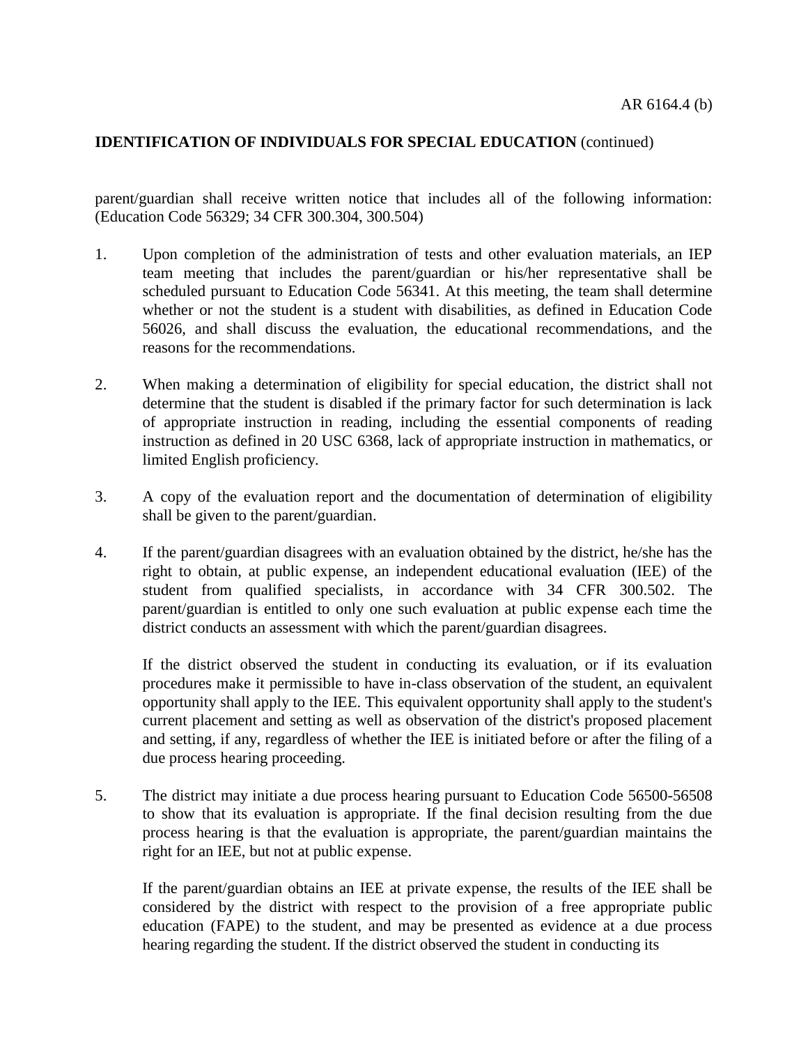parent/guardian shall receive written notice that includes all of the following information: (Education Code 56329; 34 CFR 300.304, 300.504)

1. Upon completion of the administration of tests and other evaluation materials, an IEP team meeting that includes the parent/guardian or his/her representative shall be scheduled pursuant to Education Code 56341. At this meeting, the team shall determine whether or not the student is a student with disabilities, as defined in Education Code 56026, and shall discuss the evaluation, the educational recommendations, and the reasons for the recommendations.

2. When making a determination of eligibility for special education, the district shall not determine that the student is disabled if the primary factor for such determination is lack of appropriate instruction in reading, including the essential components of reading instruction as defined in 20 USC 6368, lack of appropriate instruction in mathematics, or limited English proficiency.

3. A copy of the evaluation report and the documentation of determination of eligibility shall be given to the parent/guardian.

4. If the parent/guardian disagrees with an evaluation obtained by the district, he/she has the right to obtain, at public expense, an independent educational evaluation (IEE) of the student from qualified specialists, in accordance with 34 CFR 300.502. The parent/guardian is entitled to only one such evaluation at public expense each time the district conducts an assessment with which the parent/guardian disagrees.

   If the district observed the student in conducting its evaluation, or if its evaluation procedures make it permissible to have in-class observation of the student, an equivalent opportunity shall apply to the IEE. This equivalent opportunity shall apply to the student's current placement and setting as well as observation of the district's proposed placement and setting, if any, regardless of whether the IEE is initiated before or after the filing of a due process hearing proceeding.

5. The district may initiate a due process hearing pursuant to Education Code 56500-56508 to show that its evaluation is appropriate. If the final decision resulting from the due process hearing is that the evaluation is appropriate, the parent/guardian maintains the right for an IEE, but not at public expense.

   If the parent/guardian obtains an IEE at private expense, the results of the IEE shall be considered by the district with respect to the provision of a free appropriate public education (FAPE) to the student, and may be presented as evidence at a due process hearing regarding the student. If the district observed the student in conducting its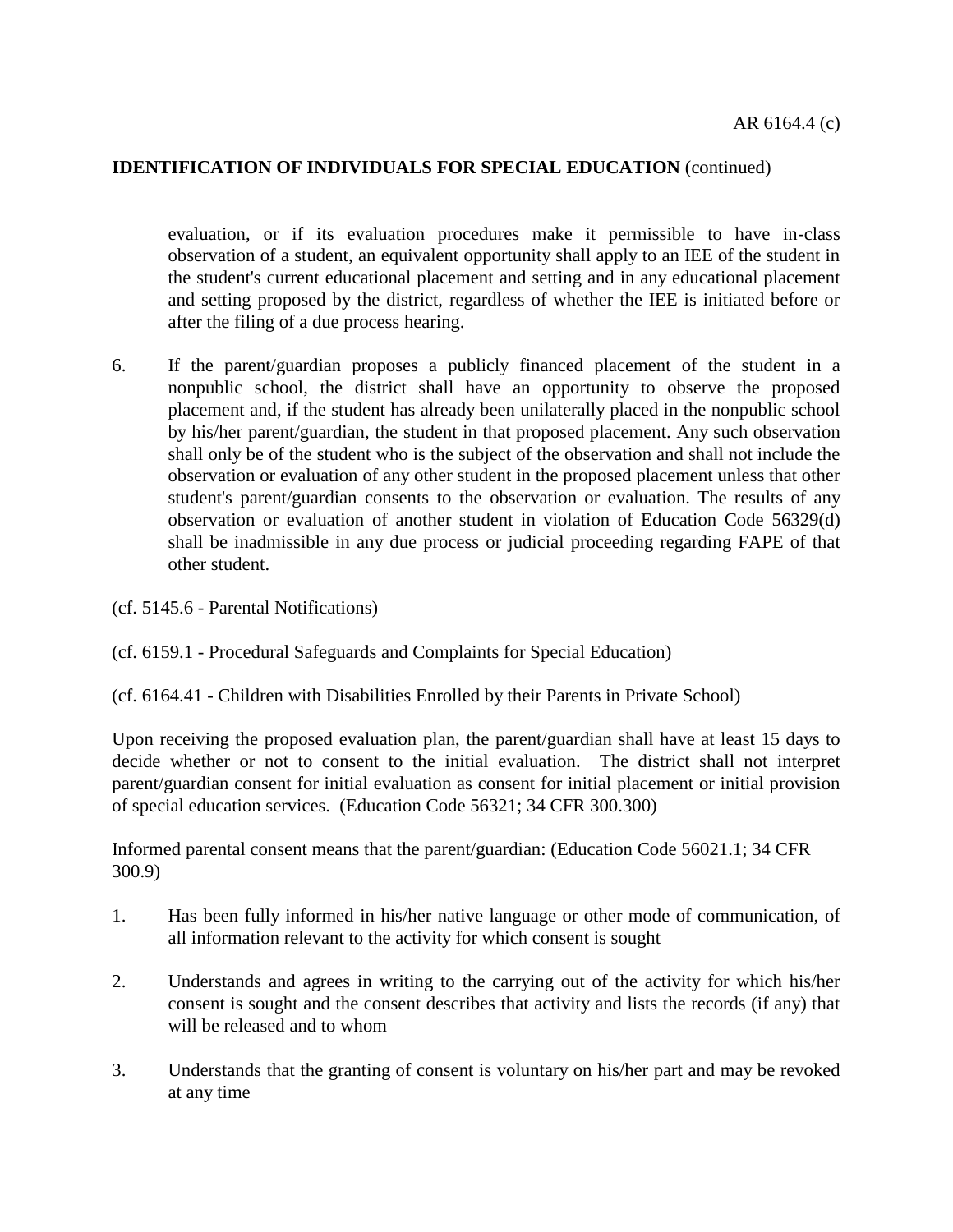evaluation, or if its evaluation procedures make it permissible to have in-class observation of a student, an equivalent opportunity shall apply to an IEE of the student in the student's current educational placement and setting and in any educational placement and setting proposed by the district, regardless of whether the IEE is initiated before or after the filing of a due process hearing.

6. If the parent/guardian proposes a publicly financed placement of the student in a nonpublic school, the district shall have an opportunity to observe the proposed placement and, if the student has already been unilaterally placed in the nonpublic school by his/her parent/guardian, the student in that proposed placement. Any such observation shall only be of the student who is the subject of the observation and shall not include the observation or evaluation of any other student in the proposed placement unless that other student's parent/guardian consents to the observation or evaluation. The results of any observation or evaluation of another student in violation of Education Code 56329(d) shall be inadmissible in any due process or judicial proceeding regarding FAPE of that other student.

(cf. 5145.6 - Parental Notifications)

(cf. 6159.1 - Procedural Safeguards and Complaints for Special Education)

(cf. 6164.41 - Children with Disabilities Enrolled by their Parents in Private School)

Upon receiving the proposed evaluation plan, the parent/guardian shall have at least 15 days to decide whether or not to consent to the initial evaluation. The district shall not interpret parent/guardian consent for initial evaluation as consent for initial placement or initial provision of special education services. (Education Code 56321; 34 CFR 300.300)

Informed parental consent means that the parent/guardian: (Education Code 56021.1; 34 CFR 300.9)

1. Has been fully informed in his/her native language or other mode of communication, of all information relevant to the activity for which consent is sought

2. Understands and agrees in writing to the carrying out of the activity for which his/her consent is sought and the consent describes that activity and lists the records (if any) that will be released and to whom

3. Understands that the granting of consent is voluntary on his/her part and may be revoked at any time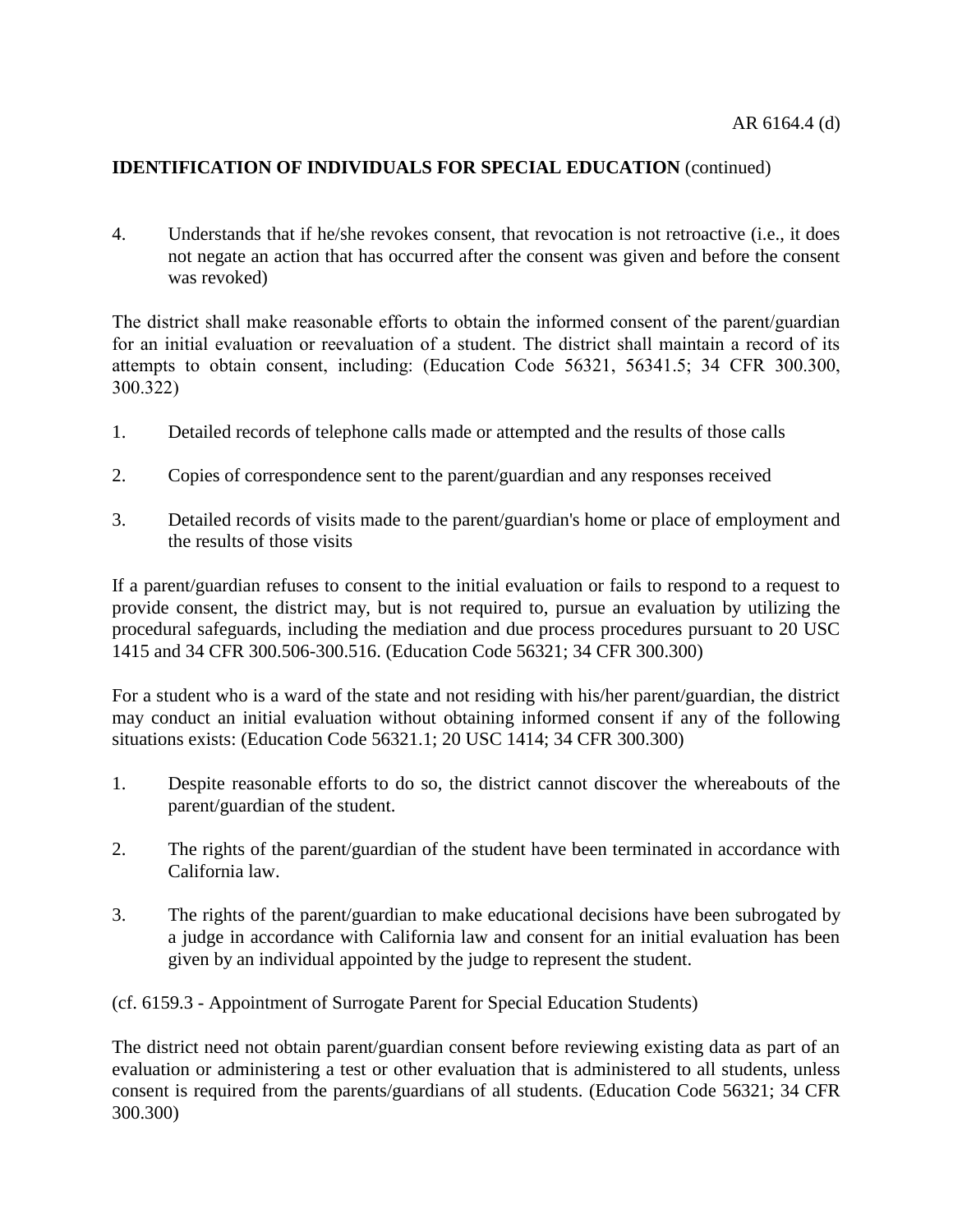**IDENTIFICATION OF INDIVIDUALS FOR SPECIAL EDUCATION** (continued)

4. Understands that if he/she revokes consent, that revocation is not retroactive (i.e., it does not negate an action that has occurred after the consent was given and before the consent was revoked)

The district shall make reasonable efforts to obtain the informed consent of the parent/guardian for an initial evaluation or reevaluation of a student. The district shall maintain a record of its attempts to obtain consent, including: (Education Code 56321, 56341.5; 34 CFR 300.300, 300.322)

1. Detailed records of telephone calls made or attempted and the results of those calls
2. Copies of correspondence sent to the parent/guardian and any responses received
3. Detailed records of visits made to the parent/guardian's home or place of employment and the results of those visits

If a parent/guardian refuses to consent to the initial evaluation or fails to respond to a request to provide consent, the district may, but is not required to, pursue an evaluation by utilizing the procedural safeguards, including the mediation and due process procedures pursuant to 20 USC 1415 and 34 CFR 300.506-300.516. (Education Code 56321; 34 CFR 300.300)

For a student who is a ward of the state and not residing with his/her parent/guardian, the district may conduct an initial evaluation without obtaining informed consent if any of the following situations exists: (Education Code 56321.1; 20 USC 1414; 34 CFR 300.300)

1. Despite reasonable efforts to do so, the district cannot discover the whereabouts of the parent/guardian of the student.
2. The rights of the parent/guardian of the student have been terminated in accordance with California law.
3. The rights of the parent/guardian to make educational decisions have been subrogated by a judge in accordance with California law and consent for an initial evaluation has been given by an individual appointed by the judge to represent the student.

(cf. 6159.3 - Appointment of Surrogate Parent for Special Education Students)

The district need not obtain parent/guardian consent before reviewing existing data as part of an evaluation or administering a test or other evaluation that is administered to all students, unless consent is required from the parents/guardians of all students. (Education Code 56321; 34 CFR 300.300)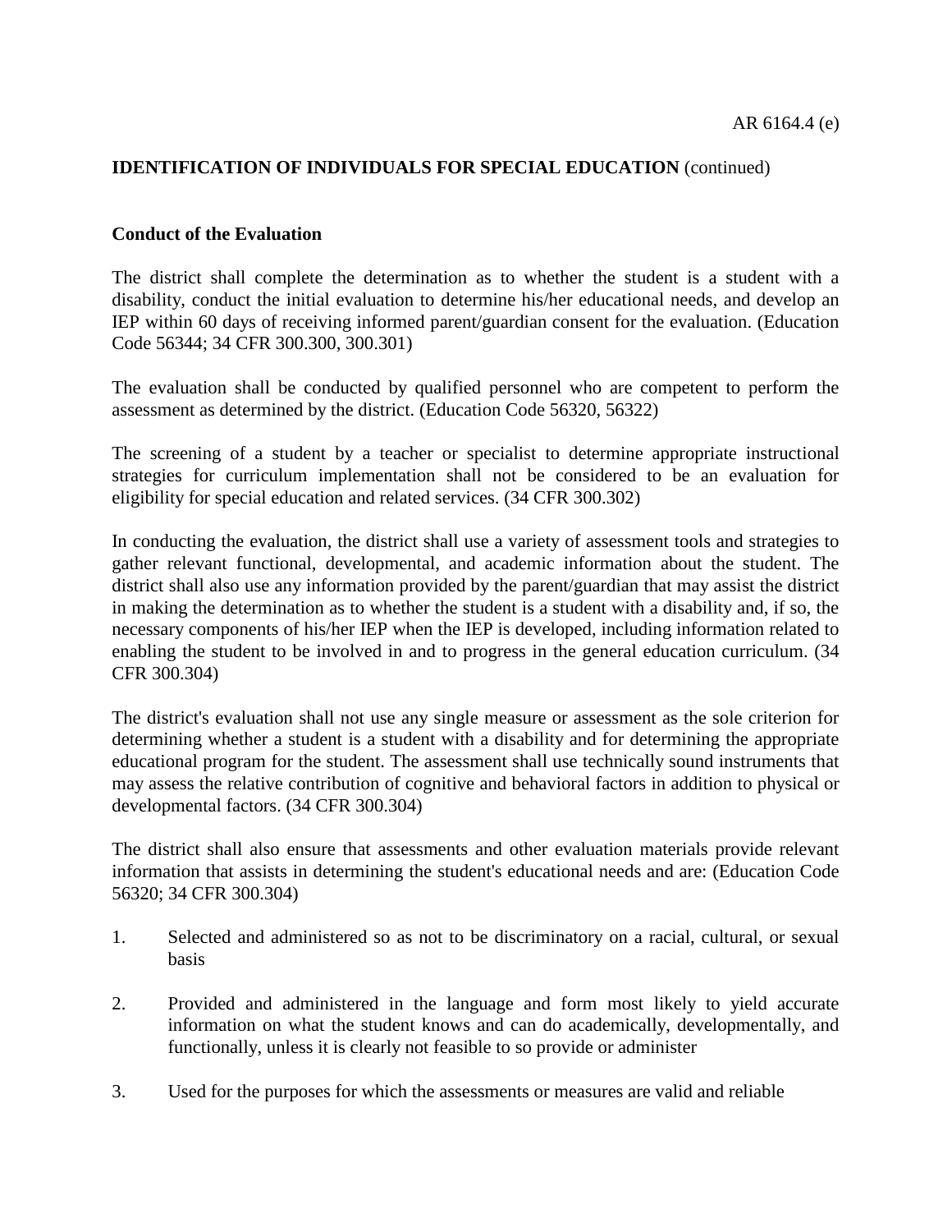## Conduct of the Evaluation

The district shall complete the determination as to whether the student is a student with a disability, conduct the initial evaluation to determine his/her educational needs, and develop an IEP within 60 days of receiving informed parent/guardian consent for the evaluation. (Education Code 56344; 34 CFR 300.300, 300.301)

The evaluation shall be conducted by qualified personnel who are competent to perform the assessment as determined by the district. (Education Code 56320, 56322)

The screening of a student by a teacher or specialist to determine appropriate instructional strategies for curriculum implementation shall not be considered to be an evaluation for eligibility for special education and related services. (34 CFR 300.302)

In conducting the evaluation, the district shall use a variety of assessment tools and strategies to gather relevant functional, developmental, and academic information about the student. The district shall also use any information provided by the parent/guardian that may assist the district in making the determination as to whether the student is a student with a disability and, if so, the necessary components of his/her IEP when the IEP is developed, including information related to enabling the student to be involved in and to progress in the general education curriculum. (34 CFR 300.304)

The district's evaluation shall not use any single measure or assessment as the sole criterion for determining whether a student is a student with a disability and for determining the appropriate educational program for the student. The assessment shall use technically sound instruments that may assess the relative contribution of cognitive and behavioral factors in addition to physical or developmental factors. (34 CFR 300.304)

The district shall also ensure that assessments and other evaluation materials provide relevant information that assists in determining the student's educational needs and are: (Education Code 56320; 34 CFR 300.304)

1. Selected and administered so as not to be discriminatory on a racial, cultural, or sexual basis

2. Provided and administered in the language and form most likely to yield accurate information on what the student knows and can do academically, developmentally, and functionally, unless it is clearly not feasible to so provide or administer

3. Used for the purposes for which the assessments or measures are valid and reliable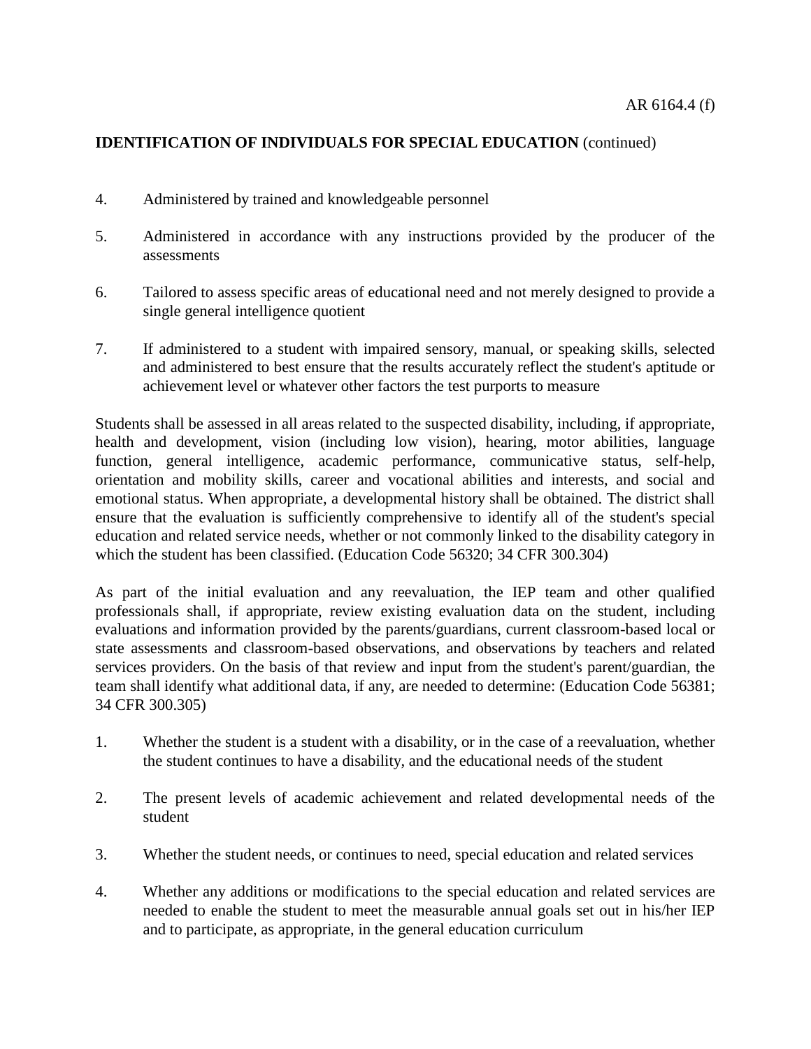4. Administered by trained and knowledgeable personnel

5. Administered in accordance with any instructions provided by the producer of the assessments

6. Tailored to assess specific areas of educational need and not merely designed to provide a single general intelligence quotient

7. If administered to a student with impaired sensory, manual, or speaking skills, selected and administered to best ensure that the results accurately reflect the student's aptitude or achievement level or whatever other factors the test purports to measure

Students shall be assessed in all areas related to the suspected disability, including, if appropriate, health and development, vision (including low vision), hearing, motor abilities, language function, general intelligence, academic performance, communicative status, self-help, orientation and mobility skills, career and vocational abilities and interests, and social and emotional status. When appropriate, a developmental history shall be obtained. The district shall ensure that the evaluation is sufficiently comprehensive to identify all of the student's special education and related service needs, whether or not commonly linked to the disability category in which the student has been classified. (Education Code 56320; 34 CFR 300.304)

As part of the initial evaluation and any reevaluation, the IEP team and other qualified professionals shall, if appropriate, review existing evaluation data on the student, including evaluations and information provided by the parents/guardians, current classroom-based local or state assessments and classroom-based observations, and observations by teachers and related services providers. On the basis of that review and input from the student's parent/guardian, the team shall identify what additional data, if any, are needed to determine: (Education Code 56381; 34 CFR 300.305)

1. Whether the student is a student with a disability, or in the case of a reevaluation, whether the student continues to have a disability, and the educational needs of the student

2. The present levels of academic achievement and related developmental needs of the student

3. Whether the student needs, or continues to need, special education and related services

4. Whether any additions or modifications to the special education and related services are needed to enable the student to meet the measurable annual goals set out in his/her IEP and to participate, as appropriate, in the general education curriculum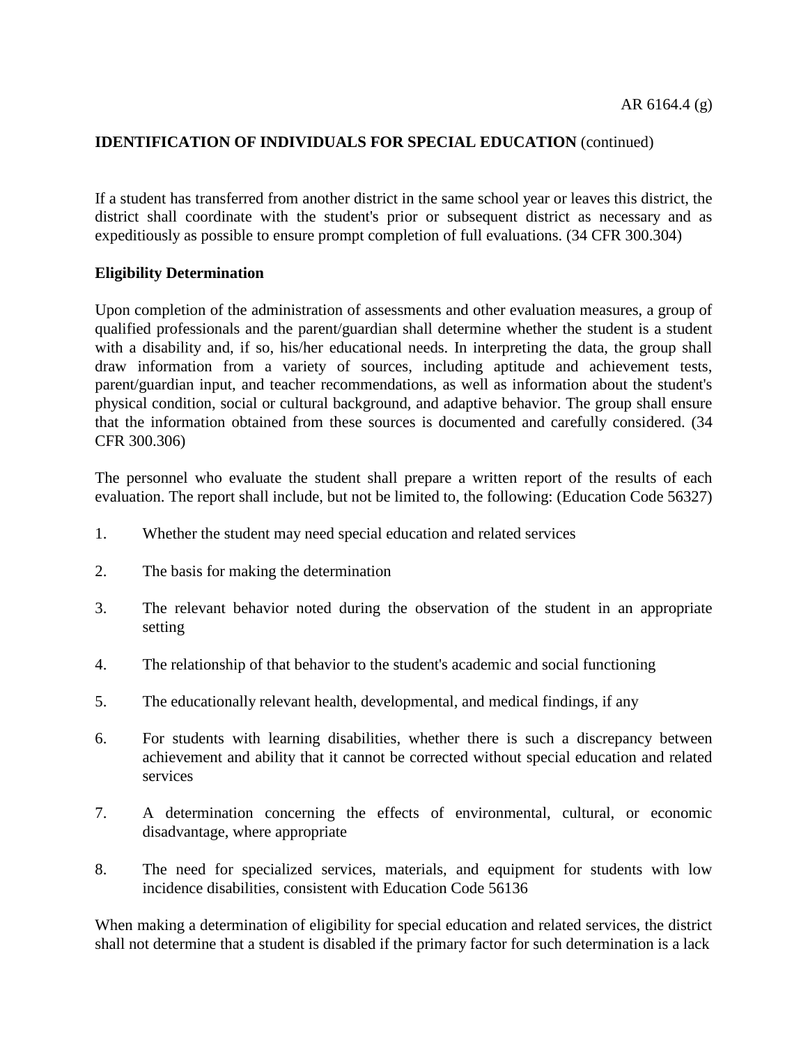If a student has transferred from another district in the same school year or leaves this district, the district shall coordinate with the student's prior or subsequent district as necessary and as expeditiously as possible to ensure prompt completion of full evaluations. (34 CFR 300.304)

**Eligibility Determination**

Upon completion of the administration of assessments and other evaluation measures, a group of qualified professionals and the parent/guardian shall determine whether the student is a student with a disability and, if so, his/her educational needs. In interpreting the data, the group shall draw information from a variety of sources, including aptitude and achievement tests, parent/guardian input, and teacher recommendations, as well as information about the student's physical condition, social or cultural background, and adaptive behavior. The group shall ensure that the information obtained from these sources is documented and carefully considered. (34 CFR 300.306)

The personnel who evaluate the student shall prepare a written report of the results of each evaluation. The report shall include, but not be limited to, the following: (Education Code 56327)

1. Whether the student may need special education and related services

2. The basis for making the determination

3. The relevant behavior noted during the observation of the student in an appropriate setting

4. The relationship of that behavior to the student's academic and social functioning

5. The educationally relevant health, developmental, and medical findings, if any

6. For students with learning disabilities, whether there is such a discrepancy between achievement and ability that it cannot be corrected without special education and related services

7. A determination concerning the effects of environmental, cultural, or economic disadvantage, where appropriate

8. The need for specialized services, materials, and equipment for students with low incidence disabilities, consistent with Education Code 56136

When making a determination of eligibility for special education and related services, the district shall not determine that a student is disabled if the primary factor for such determination is a lack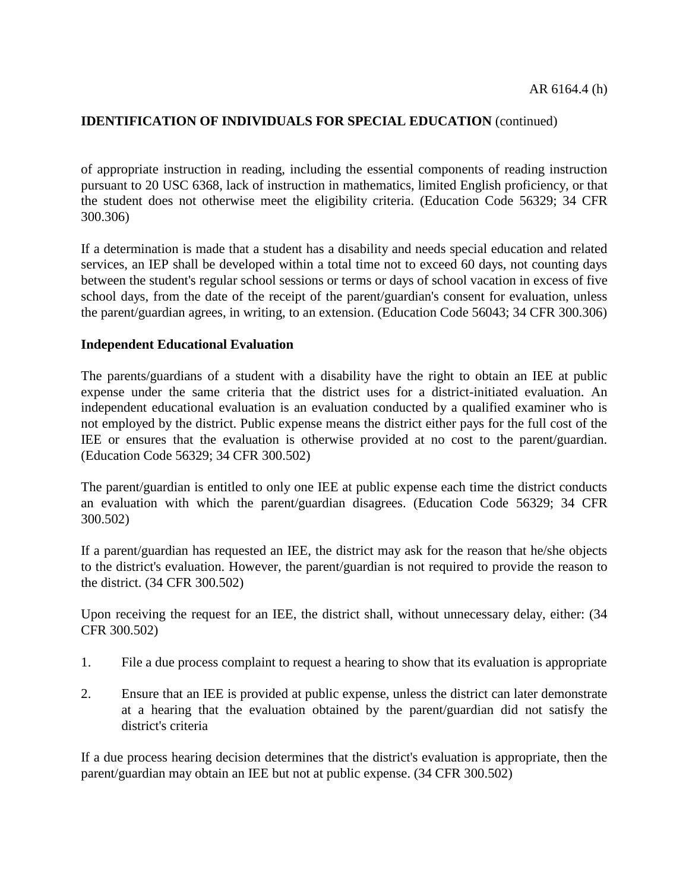of appropriate instruction in reading, including the essential components of reading instruction pursuant to 20 USC 6368, lack of instruction in mathematics, limited English proficiency, or that the student does not otherwise meet the eligibility criteria. (Education Code 56329; 34 CFR 300.306)

If a determination is made that a student has a disability and needs special education and related services, an IEP shall be developed within a total time not to exceed 60 days, not counting days between the student's regular school sessions or terms or days of school vacation in excess of five school days, from the date of the receipt of the parent/guardian's consent for evaluation, unless the parent/guardian agrees, in writing, to an extension. (Education Code 56043; 34 CFR 300.306)

**Independent Educational Evaluation**

The parents/guardians of a student with a disability have the right to obtain an IEE at public expense under the same criteria that the district uses for a district-initiated evaluation. An independent educational evaluation is an evaluation conducted by a qualified examiner who is not employed by the district. Public expense means the district either pays for the full cost of the IEE or ensures that the evaluation is otherwise provided at no cost to the parent/guardian. (Education Code 56329; 34 CFR 300.502)

The parent/guardian is entitled to only one IEE at public expense each time the district conducts an evaluation with which the parent/guardian disagrees. (Education Code 56329; 34 CFR 300.502)

If a parent/guardian has requested an IEE, the district may ask for the reason that he/she objects to the district's evaluation. However, the parent/guardian is not required to provide the reason to the district. (34 CFR 300.502)

Upon receiving the request for an IEE, the district shall, without unnecessary delay, either: (34 CFR 300.502)

1. File a due process complaint to request a hearing to show that its evaluation is appropriate

2. Ensure that an IEE is provided at public expense, unless the district can later demonstrate at a hearing that the evaluation obtained by the parent/guardian did not satisfy the district's criteria

If a due process hearing decision determines that the district's evaluation is appropriate, then the parent/guardian may obtain an IEE but not at public expense. (34 CFR 300.502)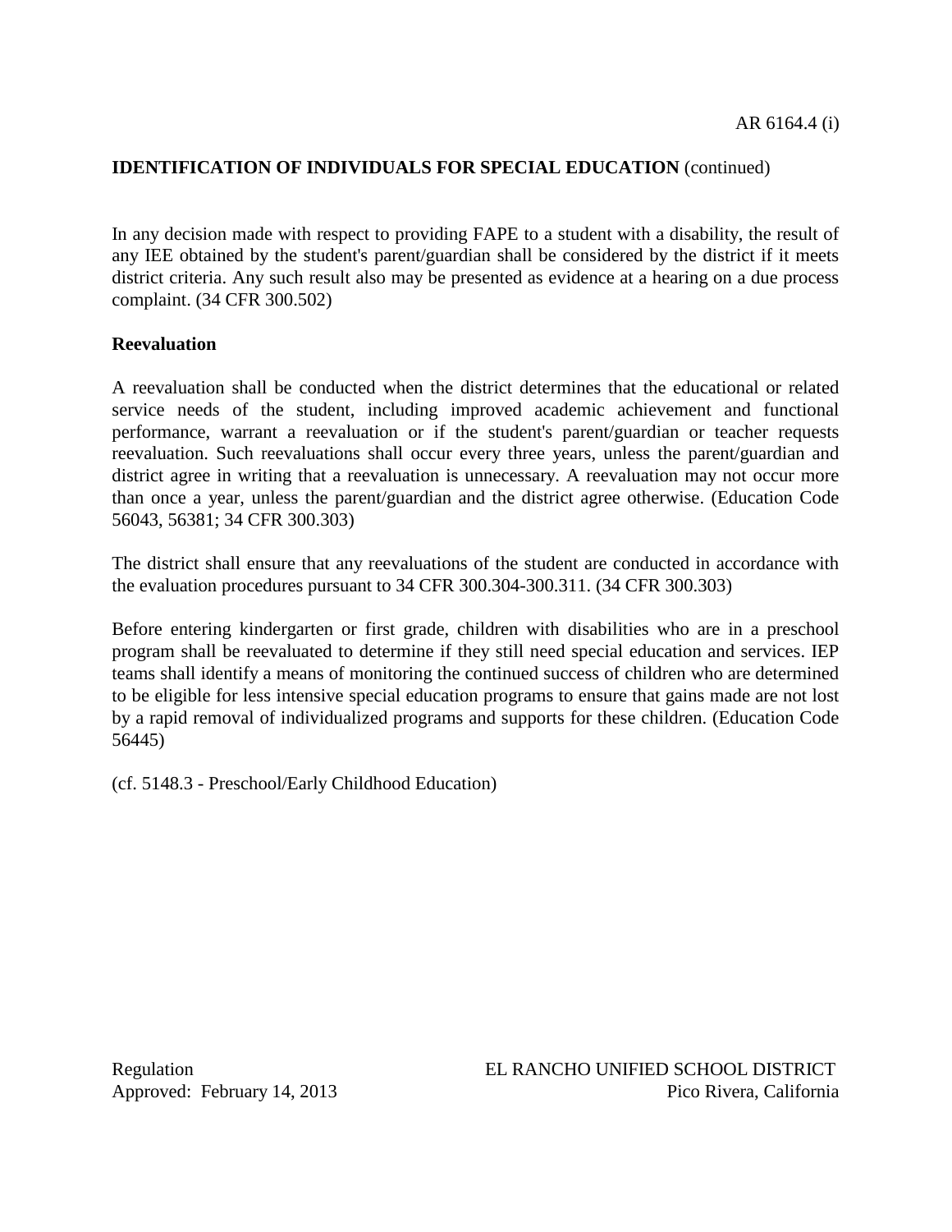In any decision made with respect to providing FAPE to a student with a disability, the result of any IEE obtained by the student's parent/guardian shall be considered by the district if it meets district criteria. Any such result also may be presented as evidence at a hearing on a due process complaint. (34 CFR 300.502)

**Reevaluation**

A reevaluation shall be conducted when the district determines that the educational or related service needs of the student, including improved academic achievement and functional performance, warrant a reevaluation or if the student's parent/guardian or teacher requests reevaluation. Such reevaluations shall occur every three years, unless the parent/guardian and district agree in writing that a reevaluation is unnecessary. A reevaluation may not occur more than once a year, unless the parent/guardian and the district agree otherwise. (Education Code 56043, 56381; 34 CFR 300.303)

The district shall ensure that any reevaluations of the student are conducted in accordance with the evaluation procedures pursuant to 34 CFR 300.304-300.311. (34 CFR 300.303)

Before entering kindergarten or first grade, children with disabilities who are in a preschool program shall be reevaluated to determine if they still need special education and services. IEP teams shall identify a means of monitoring the continued success of children who are determined to be eligible for less intensive special education programs to ensure that gains made are not lost by a rapid removal of individualized programs and supports for these children. (Education Code 56445)

(cf. 5148.3 - Preschool/Early Childhood Education)

Regulation
Approved: February 14, 2013

EL RANCHO UNIFIED SCHOOL DISTRICT
Pico Rivera, California